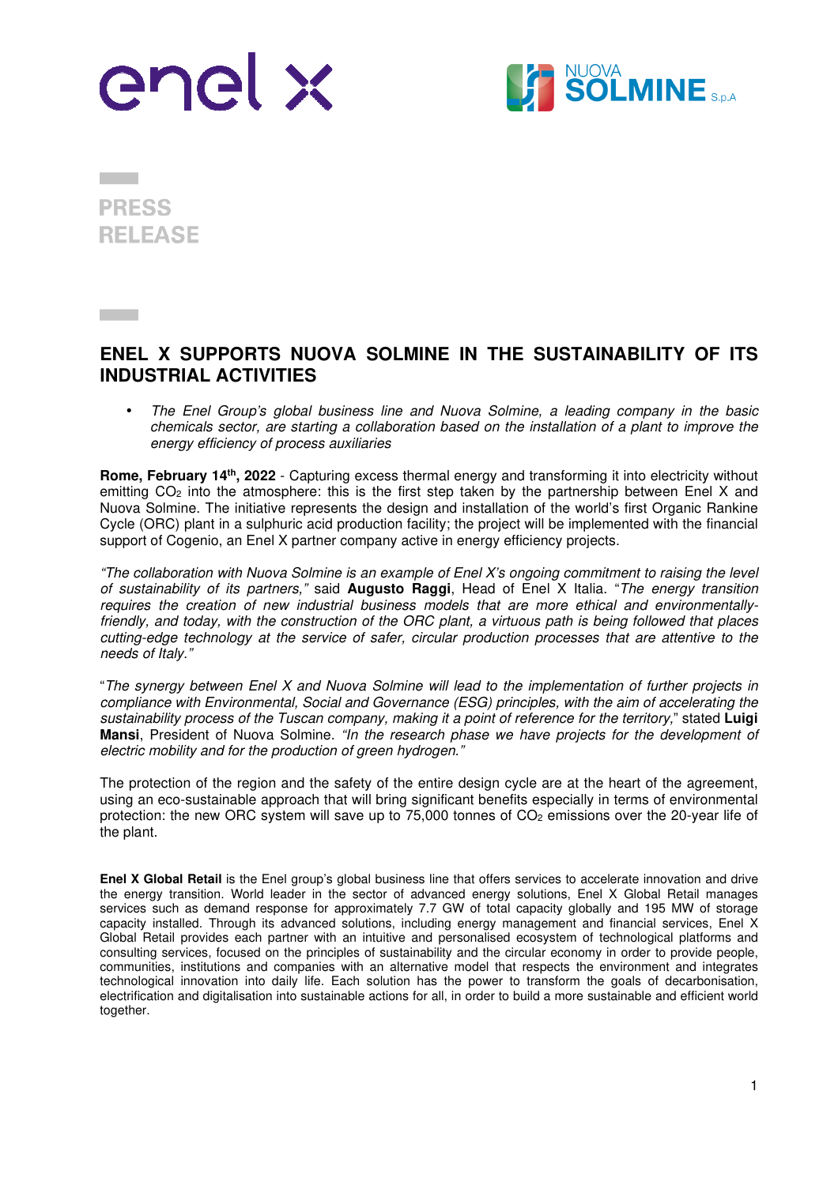PRESS RELEASE

# ENEL X SUPPORTS NUOVA SOLMINE IN THE SUSTAINABILITY OF ITS INDUSTRIAL ACTIVITIES

- *The Enel Group's global business line and Nuova Solmine, a leading company in the basic chemicals sector, are starting a collaboration based on the installation of a plant to improve the energy efficiency of process auxiliaries*

**Rome, February 14th, 2022** - Capturing excess thermal energy and transforming it into electricity without emitting $CO_2$ into the atmosphere: this is the first step taken by the partnership between Enel X and Nuova Solmine. The initiative represents the design and installation of the world's first Organic Rankine Cycle (ORC) plant in a sulphuric acid production facility; the project will be implemented with the financial support of Cogenio, an Enel X partner company active in energy efficiency projects.

*"The collaboration with Nuova Solmine is an example of Enel X's ongoing commitment to raising the level of sustainability of its partners,"* said **Augusto Raggi**, Head of Enel X Italia. "*The energy transition requires the creation of new industrial business models that are more ethical and environmentally-friendly, and today, with the construction of the ORC plant, a virtuous path is being followed that places cutting-edge technology at the service of safer, circular production processes that are attentive to the needs of Italy."*

"*The synergy between Enel X and Nuova Solmine will lead to the implementation of further projects in compliance with Environmental, Social and Governance (ESG) principles, with the aim of accelerating the sustainability process of the Tuscan company, making it a point of reference for the territory,*" stated **Luigi Mansi**, President of Nuova Solmine. *"In the research phase we have projects for the development of electric mobility and for the production of green hydrogen."*

The protection of the region and the safety of the entire design cycle are at the heart of the agreement, using an eco-sustainable approach that will bring significant benefits especially in terms of environmental protection: the new ORC system will save up to 75,000 tonnes of $CO_2$ emissions over the 20-year life of the plant.

**Enel X Global Retail** is the Enel group's global business line that offers services to accelerate innovation and drive the energy transition. World leader in the sector of advanced energy solutions, Enel X Global Retail manages services such as demand response for approximately 7.7 GW of total capacity globally and 195 MW of storage capacity installed. Through its advanced solutions, including energy management and financial services, Enel X Global Retail provides each partner with an intuitive and personalised ecosystem of technological platforms and consulting services, focused on the principles of sustainability and the circular economy in order to provide people, communities, institutions and companies with an alternative model that respects the environment and integrates technological innovation into daily life. Each solution has the power to transform the goals of decarbonisation, electrification and digitalisation into sustainable actions for all, in order to build a more sustainable and efficient world together.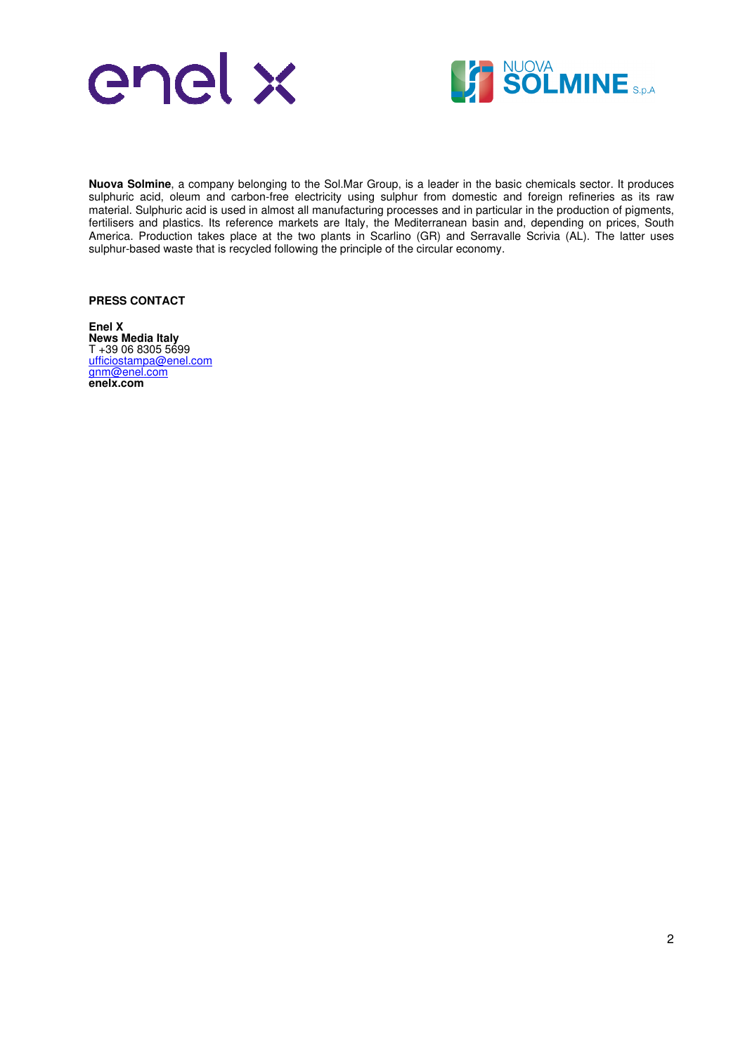**Nuova Solmine**, a company belonging to the Sol.Mar Group, is a leader in the basic chemicals sector. It produces sulphuric acid, oleum and carbon-free electricity using sulphur from domestic and foreign refineries as its raw material. Sulphuric acid is used in almost all manufacturing processes and in particular in the production of pigments, fertilisers and plastics. Its reference markets are Italy, the Mediterranean basin and, depending on prices, South America. Production takes place at the two plants in Scarlino (GR) and Serravalle Scrivia (AL). The latter uses sulphur-based waste that is recycled following the principle of the circular economy.

**PRESS CONTACT**

**Enel X**
**News Media Italy**
T +39 06 8305 5699
ufficiostampa@enel.com
gnm@enel.com
**enelx.com**